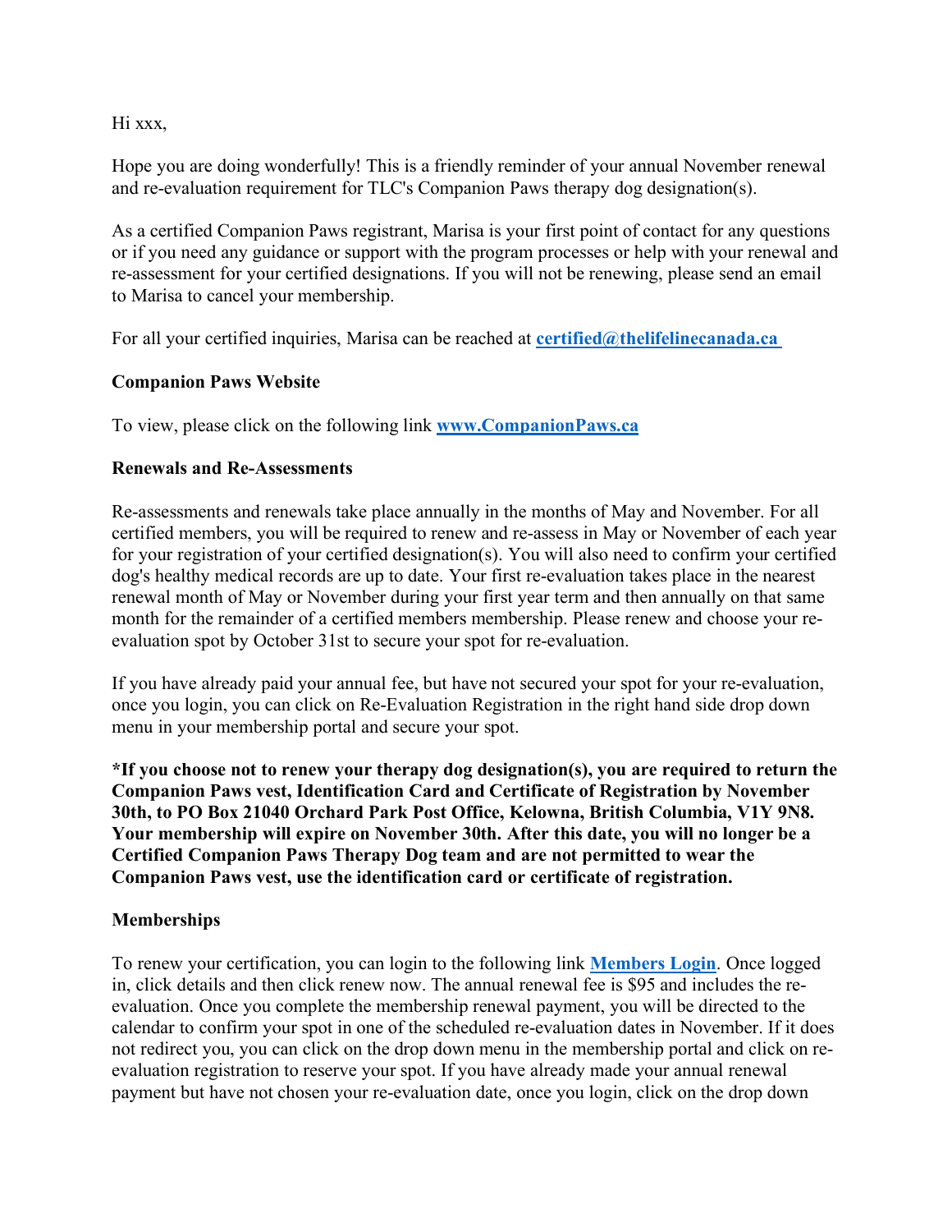Hi xxx,

Hope you are doing wonderfully! This is a friendly reminder of your annual November renewal and re-evaluation requirement for TLC's Companion Paws therapy dog designation(s).

As a certified Companion Paws registrant, Marisa is your first point of contact for any questions or if you need any guidance or support with the program processes or help with your renewal and re-assessment for your certified designations. If you will not be renewing, please send an email to Marisa to cancel your membership.

For all your certified inquiries, Marisa can be reached at **certified@thelifelinecanada.ca**

**Companion Paws Website**

To view, please click on the following link **www.CompanionPaws.ca**

**Renewals and Re-Assessments**

Re-assessments and renewals take place annually in the months of May and November. For all certified members, you will be required to renew and re-assess in May or November of each year for your registration of your certified designation(s). You will also need to confirm your certified dog's healthy medical records are up to date. Your first re-evaluation takes place in the nearest renewal month of May or November during your first year term and then annually on that same month for the remainder of a certified members membership. Please renew and choose your re-evaluation spot by October 31st to secure your spot for re-evaluation.

If you have already paid your annual fee, but have not secured your spot for your re-evaluation, once you login, you can click on Re-Evaluation Registration in the right hand side drop down menu in your membership portal and secure your spot.

**\*If you choose not to renew your therapy dog designation(s), you are required to return the Companion Paws vest, Identification Card and Certificate of Registration by November 30th, to PO Box 21040 Orchard Park Post Office, Kelowna, British Columbia, V1Y 9N8. Your membership will expire on November 30th. After this date, you will no longer be a Certified Companion Paws Therapy Dog team and are not permitted to wear the Companion Paws vest, use the identification card or certificate of registration.**

**Memberships**

To renew your certification, you can login to the following link **Members Login**. Once logged in, click details and then click renew now. The annual renewal fee is $95 and includes the re-evaluation. Once you complete the membership renewal payment, you will be directed to the calendar to confirm your spot in one of the scheduled re-evaluation dates in November. If it does not redirect you, you can click on the drop down menu in the membership portal and click on re-evaluation registration to reserve your spot. If you have already made your annual renewal payment but have not chosen your re-evaluation date, once you login, click on the drop down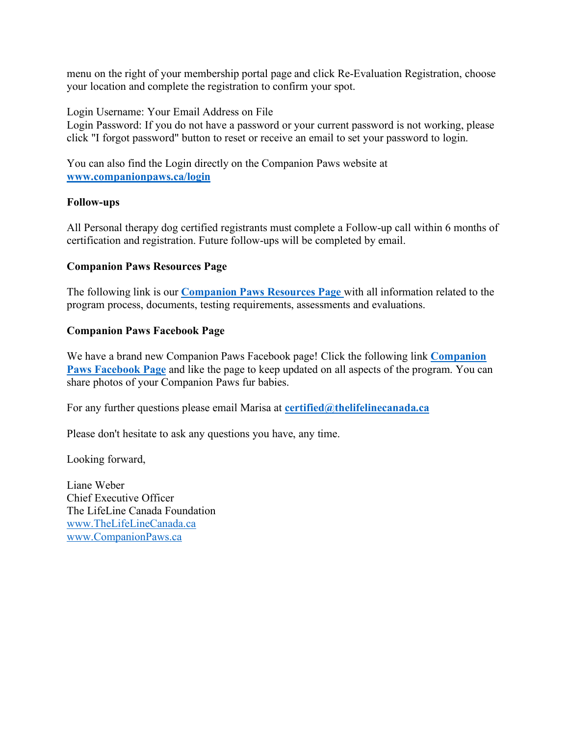menu on the right of your membership portal page and click Re-Evaluation Registration, choose your location and complete the registration to confirm your spot.

Login Username: Your Email Address on File
Login Password: If you do not have a password or your current password is not working, please click "I forgot password" button to reset or receive an email to set your password to login.

You can also find the Login directly on the Companion Paws website at **www.companionpaws.ca/login**

**Follow-ups**

All Personal therapy dog certified registrants must complete a Follow-up call within 6 months of certification and registration. Future follow-ups will be completed by email.

**Companion Paws Resources Page**

The following link is our **Companion Paws Resources Page** with all information related to the program process, documents, testing requirements, assessments and evaluations.

**Companion Paws Facebook Page**

We have a brand new Companion Paws Facebook page! Click the following link **Companion Paws Facebook Page** and like the page to keep updated on all aspects of the program. You can share photos of your Companion Paws fur babies.

For any further questions please email Marisa at **certified@thelifelinecanada.ca**

Please don't hesitate to ask any questions you have, any time.

Looking forward,

Liane Weber
Chief Executive Officer
The LifeLine Canada Foundation
www.TheLifeLineCanada.ca
www.CompanionPaws.ca